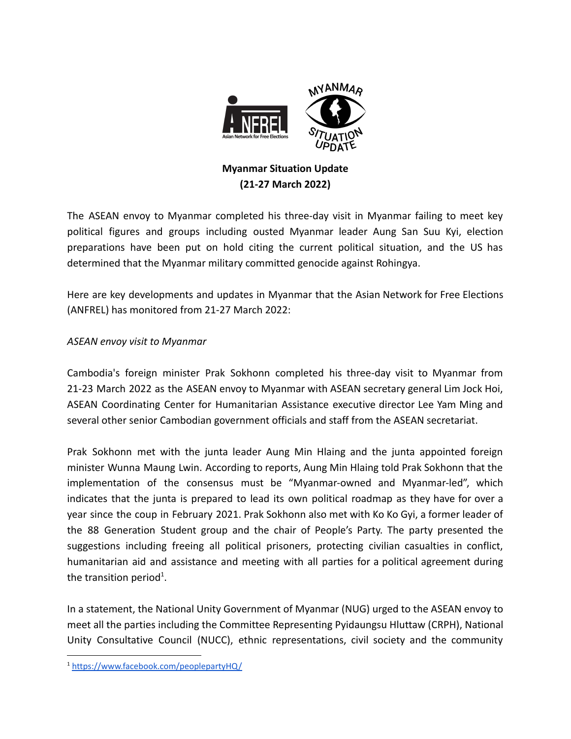**Myanmar Situation Update**
**(21-27 March 2022)**

The ASEAN envoy to Myanmar completed his three-day visit in Myanmar failing to meet key political figures and groups including ousted Myanmar leader Aung San Suu Kyi, election preparations have been put on hold citing the current political situation, and the US has determined that the Myanmar military committed genocide against Rohingya.

Here are key developments and updates in Myanmar that the Asian Network for Free Elections (ANFREL) has monitored from 21-27 March 2022:

*ASEAN envoy visit to Myanmar*

Cambodia's foreign minister Prak Sokhonn completed his three-day visit to Myanmar from 21-23 March 2022 as the ASEAN envoy to Myanmar with ASEAN secretary general Lim Jock Hoi, ASEAN Coordinating Center for Humanitarian Assistance executive director Lee Yam Ming and several other senior Cambodian government officials and staff from the ASEAN secretariat.

Prak Sokhonn met with the junta leader Aung Min Hlaing and the junta appointed foreign minister Wunna Maung Lwin. According to reports, Aung Min Hlaing told Prak Sokhonn that the implementation of the consensus must be "Myanmar-owned and Myanmar-led", which indicates that the junta is prepared to lead its own political roadmap as they have for over a year since the coup in February 2021. Prak Sokhonn also met with Ko Ko Gyi, a former leader of the 88 Generation Student group and the chair of People's Party. The party presented the suggestions including freeing all political prisoners, protecting civilian casualties in conflict, humanitarian aid and assistance and meeting with all parties for a political agreement during the transition period[1].

In a statement, the National Unity Government of Myanmar (NUG) urged to the ASEAN envoy to meet all the parties including the Committee Representing Pyidaungsu Hluttaw (CRPH), National Unity Consultative Council (NUCC), ethnic representations, civil society and the community

[1] https://www.facebook.com/peoplepartyHQ/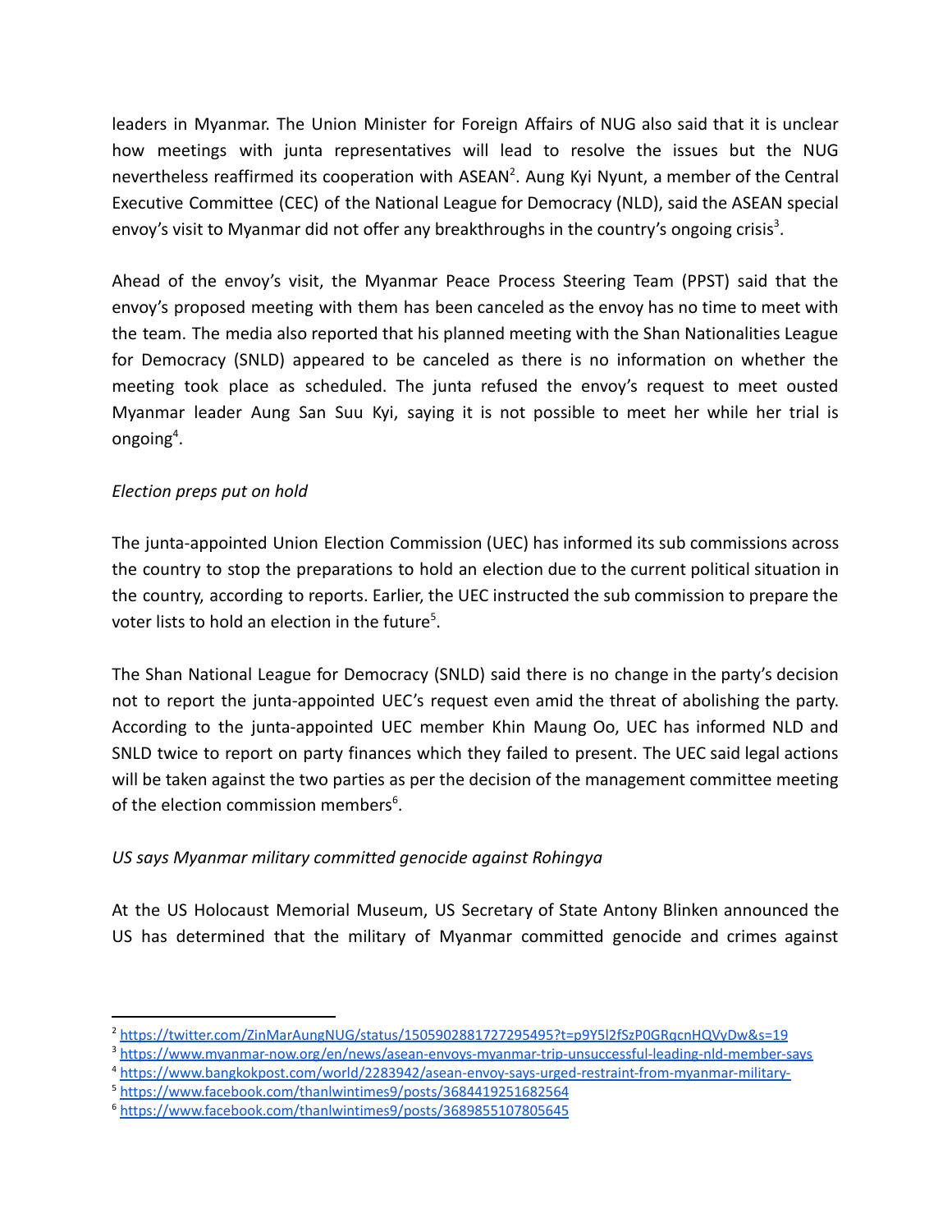leaders in Myanmar. The Union Minister for Foreign Affairs of NUG also said that it is unclear how meetings with junta representatives will lead to resolve the issues but the NUG nevertheless reaffirmed its cooperation with ASEAN[2]. Aung Kyi Nyunt, a member of the Central Executive Committee (CEC) of the National League for Democracy (NLD), said the ASEAN special envoy's visit to Myanmar did not offer any breakthroughs in the country's ongoing crisis[3].

Ahead of the envoy's visit, the Myanmar Peace Process Steering Team (PPST) said that the envoy's proposed meeting with them has been canceled as the envoy has no time to meet with the team. The media also reported that his planned meeting with the Shan Nationalities League for Democracy (SNLD) appeared to be canceled as there is no information on whether the meeting took place as scheduled. The junta refused the envoy's request to meet ousted Myanmar leader Aung San Suu Kyi, saying it is not possible to meet her while her trial is ongoing[4].

*Election preps put on hold*

The junta-appointed Union Election Commission (UEC) has informed its sub commissions across the country to stop the preparations to hold an election due to the current political situation in the country, according to reports. Earlier, the UEC instructed the sub commission to prepare the voter lists to hold an election in the future[5].

The Shan National League for Democracy (SNLD) said there is no change in the party's decision not to report the junta-appointed UEC's request even amid the threat of abolishing the party. According to the junta-appointed UEC member Khin Maung Oo, UEC has informed NLD and SNLD twice to report on party finances which they failed to present. The UEC said legal actions will be taken against the two parties as per the decision of the management committee meeting of the election commission members[6].

*US says Myanmar military committed genocide against Rohingya*

At the US Holocaust Memorial Museum, US Secretary of State Antony Blinken announced the US has determined that the military of Myanmar committed genocide and crimes against

---

[2] https://twitter.com/ZinMarAungNUG/status/1505902881727295495?t=p9Y5l2fSzP0GRqcnHQVyDw&s=19

[3] https://www.myanmar-now.org/en/news/asean-envoys-myanmar-trip-unsuccessful-leading-nld-member-says

[4] https://www.bangkokpost.com/world/2283942/asean-envoy-says-urged-restraint-from-myanmar-military-

[5] https://www.facebook.com/thanlwintimes9/posts/3684419251682564

[6] https://www.facebook.com/thanlwintimes9/posts/3689855107805645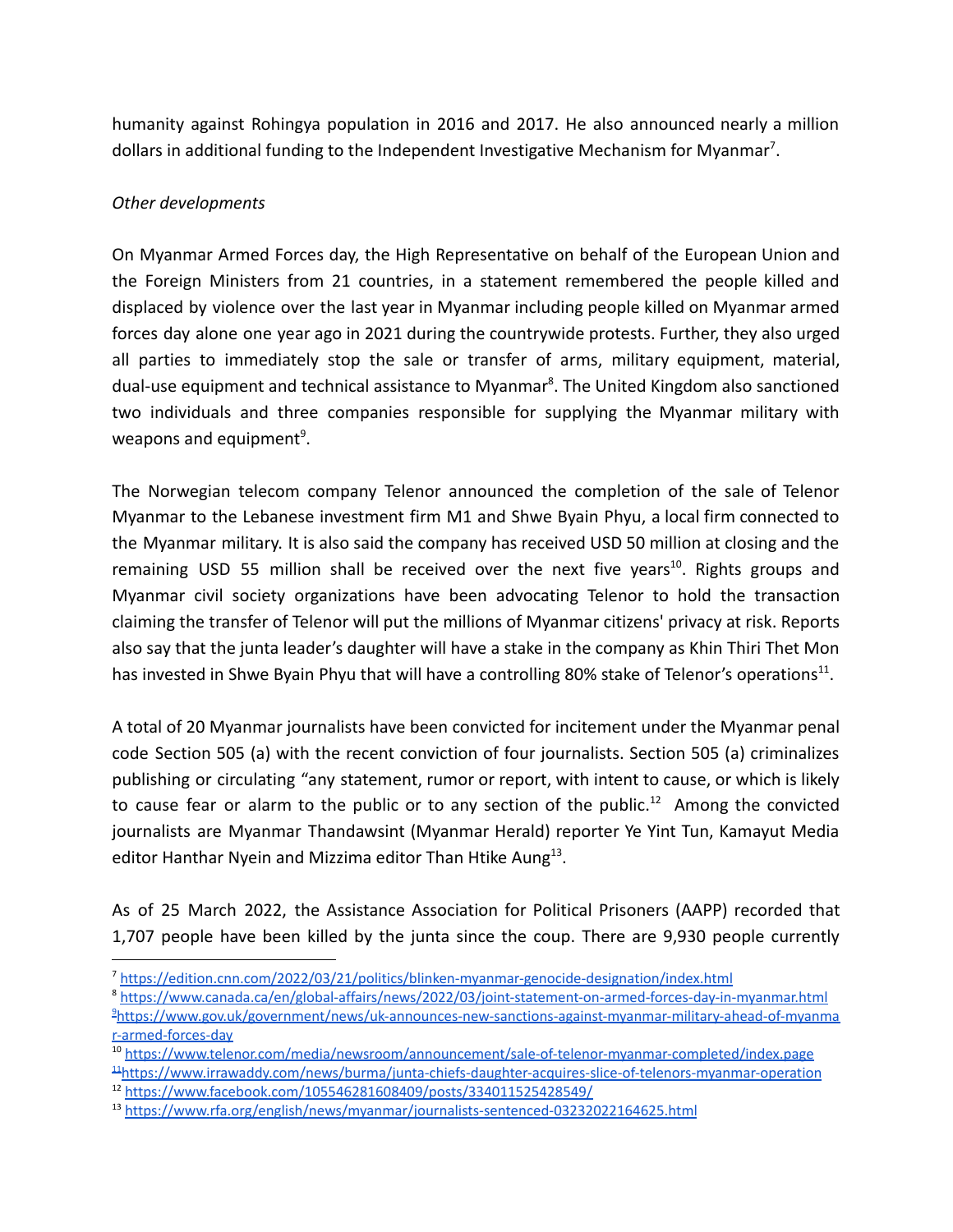humanity against Rohingya population in 2016 and 2017. He also announced nearly a million dollars in additional funding to the Independent Investigative Mechanism for Myanmar[7].

*Other developments*

On Myanmar Armed Forces day, the High Representative on behalf of the European Union and the Foreign Ministers from 21 countries, in a statement remembered the people killed and displaced by violence over the last year in Myanmar including people killed on Myanmar armed forces day alone one year ago in 2021 during the countrywide protests. Further, they also urged all parties to immediately stop the sale or transfer of arms, military equipment, material, dual-use equipment and technical assistance to Myanmar[8]. The United Kingdom also sanctioned two individuals and three companies responsible for supplying the Myanmar military with weapons and equipment[9].

The Norwegian telecom company Telenor announced the completion of the sale of Telenor Myanmar to the Lebanese investment firm M1 and Shwe Byain Phyu, a local firm connected to the Myanmar military. It is also said the company has received USD 50 million at closing and the remaining USD 55 million shall be received over the next five years[10]. Rights groups and Myanmar civil society organizations have been advocating Telenor to hold the transaction claiming the transfer of Telenor will put the millions of Myanmar citizens' privacy at risk. Reports also say that the junta leader's daughter will have a stake in the company as Khin Thiri Thet Mon has invested in Shwe Byain Phyu that will have a controlling 80% stake of Telenor's operations[11].

A total of 20 Myanmar journalists have been convicted for incitement under the Myanmar penal code Section 505 (a) with the recent conviction of four journalists. Section 505 (a) criminalizes publishing or circulating "any statement, rumor or report, with intent to cause, or which is likely to cause fear or alarm to the public or to any section of the public.[12] Among the convicted journalists are Myanmar Thandawsint (Myanmar Herald) reporter Ye Yint Tun, Kamayut Media editor Hanthar Nyein and Mizzima editor Than Htike Aung[13].

As of 25 March 2022, the Assistance Association for Political Prisoners (AAPP) recorded that 1,707 people have been killed by the junta since the coup. There are 9,930 people currently

---

[7] https://edition.cnn.com/2022/03/21/politics/blinken-myanmar-genocide-designation/index.html

[8] https://www.canada.ca/en/global-affairs/news/2022/03/joint-statement-on-armed-forces-day-in-myanmar.html

[9] https://www.gov.uk/government/news/uk-announces-new-sanctions-against-myanmar-military-ahead-of-myanmar-armed-forces-day

[10] https://www.telenor.com/media/newsroom/announcement/sale-of-telenor-myanmar-completed/index.page

[11] https://www.irrawaddy.com/news/burma/junta-chiefs-daughter-acquires-slice-of-telenors-myanmar-operation

[12] https://www.facebook.com/105546281608409/posts/334011525428549/

[13] https://www.rfa.org/english/news/myanmar/journalists-sentenced-03232022164625.html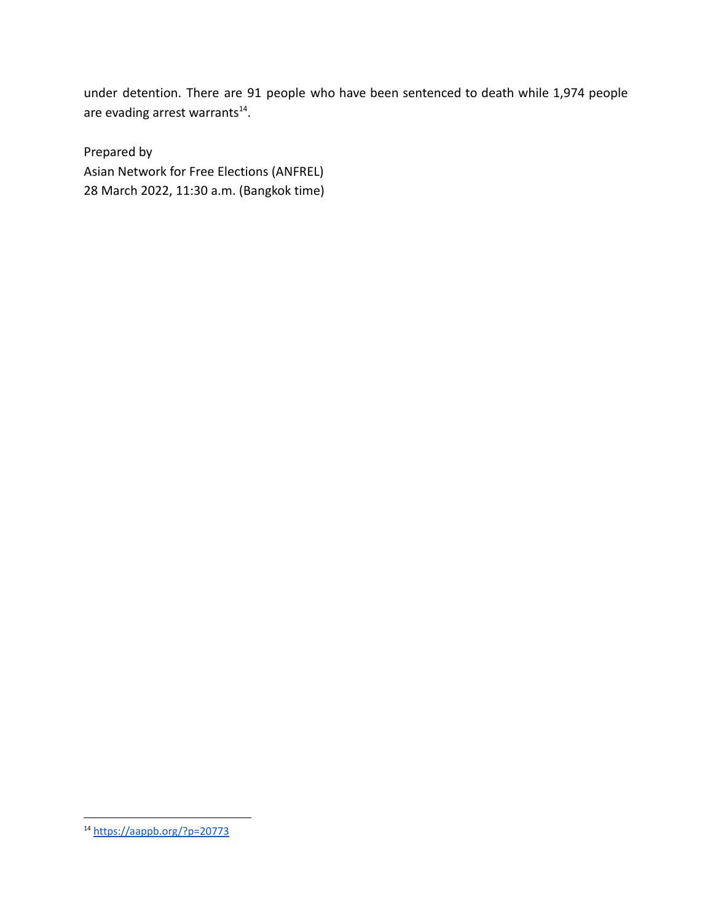under detention. There are 91 people who have been sentenced to death while 1,974 people are evading arrest warrants[14].

Prepared by
Asian Network for Free Elections (ANFREL)
28 March 2022, 11:30 a.m. (Bangkok time)

[14] https://aappb.org/?p=20773